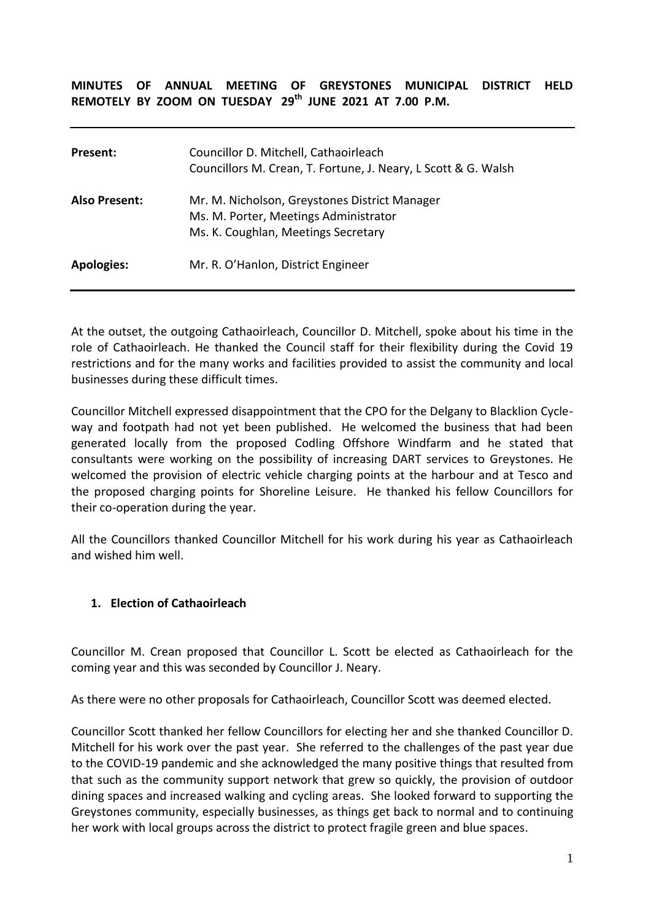**MINUTES OF ANNUAL MEETING OF GREYSTONES MUNICIPAL DISTRICT HELD REMOTELY BY ZOOM ON TUESDAY 29th JUNE 2021 AT 7.00 P.M.**

| | |
|---|---|
| **Present:** | Councillor D. Mitchell, Cathaoirleach<br>Councillors M. Crean, T. Fortune, J. Neary, L Scott & G. Walsh |
| **Also Present:** | Mr. M. Nicholson, Greystones District Manager<br>Ms. M. Porter, Meetings Administrator<br>Ms. K. Coughlan, Meetings Secretary |
| **Apologies:** | Mr. R. O'Hanlon, District Engineer |

At the outset, the outgoing Cathaoirleach, Councillor D. Mitchell, spoke about his time in the role of Cathaoirleach. He thanked the Council staff for their flexibility during the Covid 19 restrictions and for the many works and facilities provided to assist the community and local businesses during these difficult times.

Councillor Mitchell expressed disappointment that the CPO for the Delgany to Blacklion Cycle-way and footpath had not yet been published. He welcomed the business that had been generated locally from the proposed Codling Offshore Windfarm and he stated that consultants were working on the possibility of increasing DART services to Greystones. He welcomed the provision of electric vehicle charging points at the harbour and at Tesco and the proposed charging points for Shoreline Leisure. He thanked his fellow Councillors for their co-operation during the year.

All the Councillors thanked Councillor Mitchell for his work during his year as Cathaoirleach and wished him well.

1. **Election of Cathaoirleach**

Councillor M. Crean proposed that Councillor L. Scott be elected as Cathaoirleach for the coming year and this was seconded by Councillor J. Neary.

As there were no other proposals for Cathaoirleach, Councillor Scott was deemed elected.

Councillor Scott thanked her fellow Councillors for electing her and she thanked Councillor D. Mitchell for his work over the past year. She referred to the challenges of the past year due to the COVID-19 pandemic and she acknowledged the many positive things that resulted from that such as the community support network that grew so quickly, the provision of outdoor dining spaces and increased walking and cycling areas. She looked forward to supporting the Greystones community, especially businesses, as things get back to normal and to continuing her work with local groups across the district to protect fragile green and blue spaces.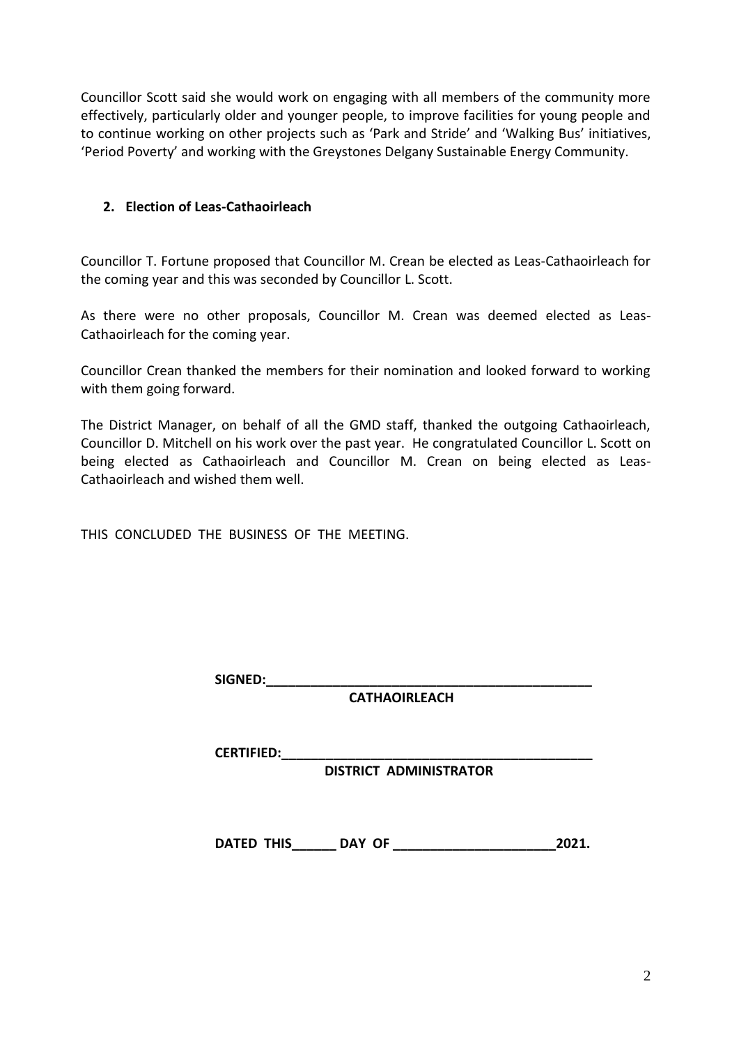Councillor Scott said she would work on engaging with all members of the community more effectively, particularly older and younger people, to improve facilities for young people and to continue working on other projects such as 'Park and Stride' and 'Walking Bus' initiatives, 'Period Poverty' and working with the Greystones Delgany Sustainable Energy Community.

## 2. Election of Leas-Cathaoirleach

Councillor T. Fortune proposed that Councillor M. Crean be elected as Leas-Cathaoirleach for the coming year and this was seconded by Councillor L. Scott.

As there were no other proposals, Councillor M. Crean was deemed elected as Leas-Cathaoirleach for the coming year.

Councillor Crean thanked the members for their nomination and looked forward to working with them going forward.

The District Manager, on behalf of all the GMD staff, thanked the outgoing Cathaoirleach, Councillor D. Mitchell on his work over the past year. He congratulated Councillor L. Scott on being elected as Cathaoirleach and Councillor M. Crean on being elected as Leas-Cathaoirleach and wished them well.

THIS CONCLUDED THE BUSINESS OF THE MEETING.

**SIGNED:\_\_\_\_\_\_\_\_\_\_\_\_\_\_\_\_\_\_\_\_\_\_\_\_\_\_\_\_\_\_\_\_\_\_\_\_\_\_\_\_\_\_\_\_**

**CATHAOIRLEACH**

**CERTIFIED:\_\_\_\_\_\_\_\_\_\_\_\_\_\_\_\_\_\_\_\_\_\_\_\_\_\_\_\_\_\_\_\_\_\_\_\_\_\_\_\_\_\_**

**DISTRICT ADMINISTRATOR**

**DATED THIS\_\_\_\_\_\_ DAY OF \_\_\_\_\_\_\_\_\_\_\_\_\_\_\_\_\_\_\_\_\_\_2021.**